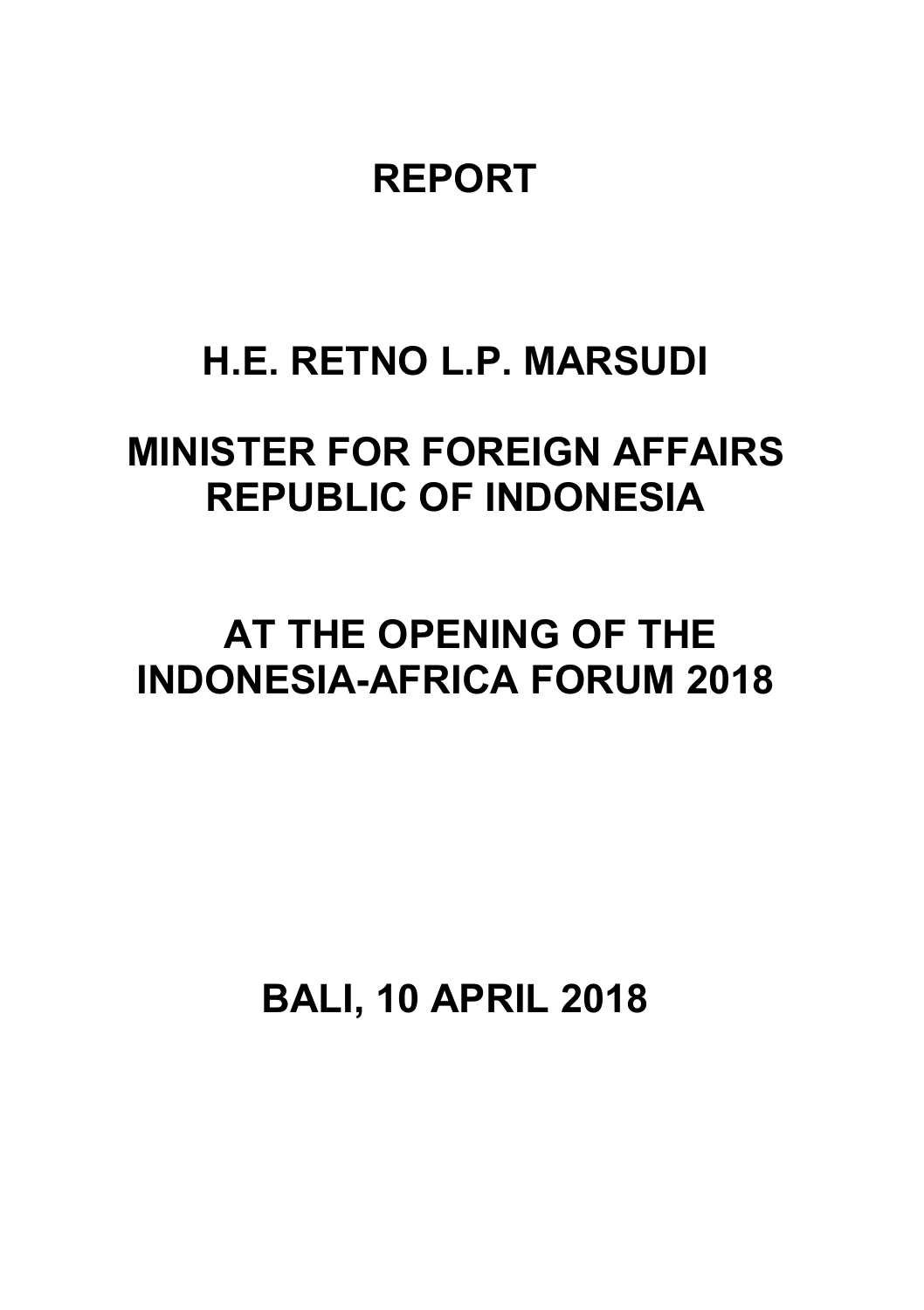# REPORT

# H.E. RETNO L.P. MARSUDI

# MINISTER FOR FOREIGN AFFAIRS REPUBLIC OF INDONESIA

# AT THE OPENING OF THE INDONESIA-AFRICA FORUM 2018

# BALI, 10 APRIL 2018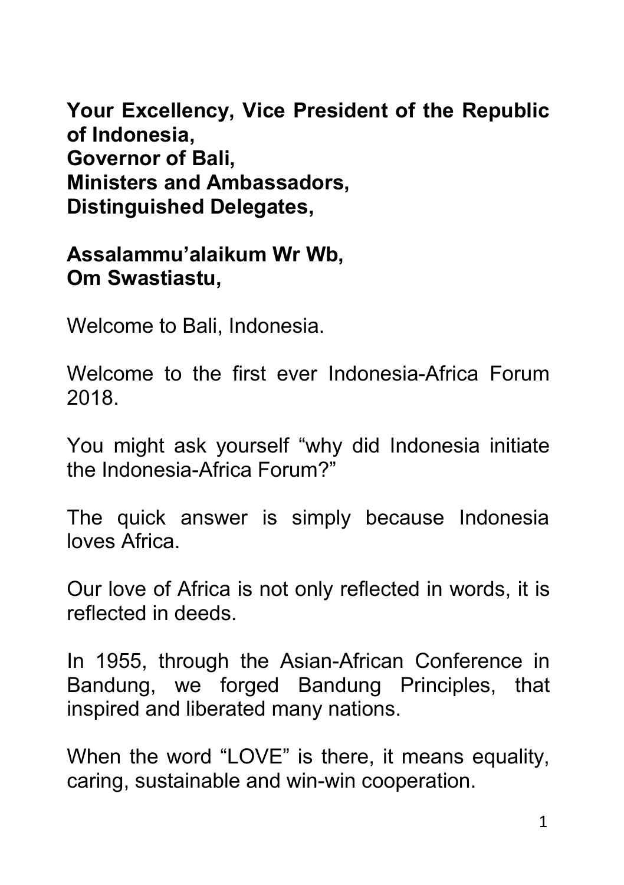**Your Excellency, Vice President of the Republic of Indonesia,**
**Governor of Bali,**
**Ministers and Ambassadors,**
**Distinguished Delegates,**

**Assalammu'alaikum Wr Wb,**
**Om Swastiastu,**

Welcome to Bali, Indonesia.

Welcome to the first ever Indonesia-Africa Forum 2018.

You might ask yourself "why did Indonesia initiate the Indonesia-Africa Forum?"

The quick answer is simply because Indonesia loves Africa.

Our love of Africa is not only reflected in words, it is reflected in deeds.

In 1955, through the Asian-African Conference in Bandung, we forged Bandung Principles, that inspired and liberated many nations.

When the word "LOVE" is there, it means equality, caring, sustainable and win-win cooperation.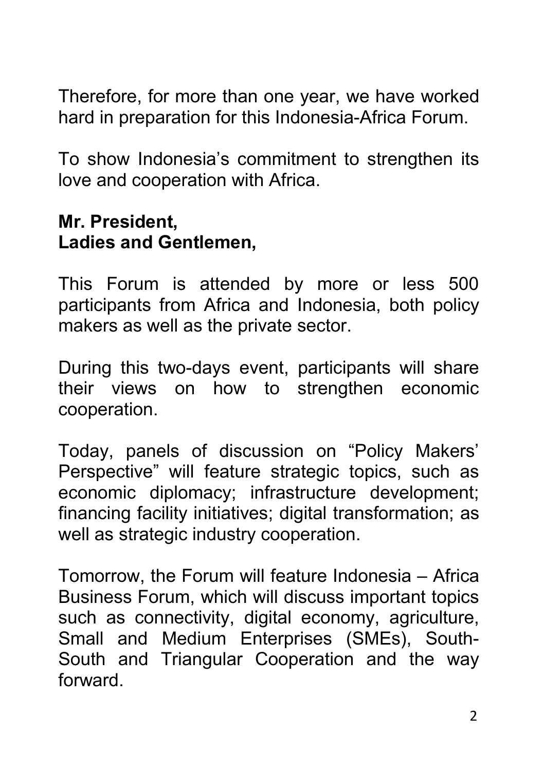Therefore, for more than one year, we have worked hard in preparation for this Indonesia-Africa Forum.

To show Indonesia's commitment to strengthen its love and cooperation with Africa.

**Mr. President,**
**Ladies and Gentlemen,**

This Forum is attended by more or less 500 participants from Africa and Indonesia, both policy makers as well as the private sector.

During this two-days event, participants will share their views on how to strengthen economic cooperation.

Today, panels of discussion on "Policy Makers' Perspective" will feature strategic topics, such as economic diplomacy; infrastructure development; financing facility initiatives; digital transformation; as well as strategic industry cooperation.

Tomorrow, the Forum will feature Indonesia – Africa Business Forum, which will discuss important topics such as connectivity, digital economy, agriculture, Small and Medium Enterprises (SMEs), South-South and Triangular Cooperation and the way forward.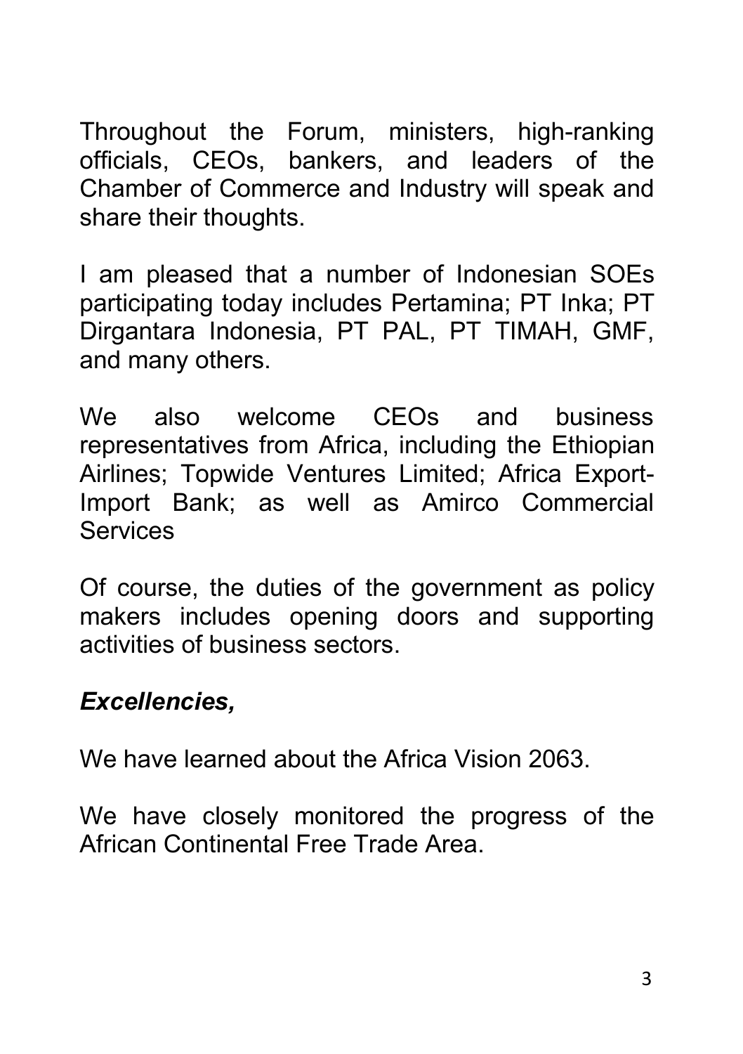Throughout the Forum, ministers, high-ranking officials, CEOs, bankers, and leaders of the Chamber of Commerce and Industry will speak and share their thoughts.

I am pleased that a number of Indonesian SOEs participating today includes Pertamina; PT Inka; PT Dirgantara Indonesia, PT PAL, PT TIMAH, GMF, and many others.

We also welcome CEOs and business representatives from Africa, including the Ethiopian Airlines; Topwide Ventures Limited; Africa Export-Import Bank; as well as Amirco Commercial Services

Of course, the duties of the government as policy makers includes opening doors and supporting activities of business sectors.

***Excellencies,***

We have learned about the Africa Vision 2063.

We have closely monitored the progress of the African Continental Free Trade Area.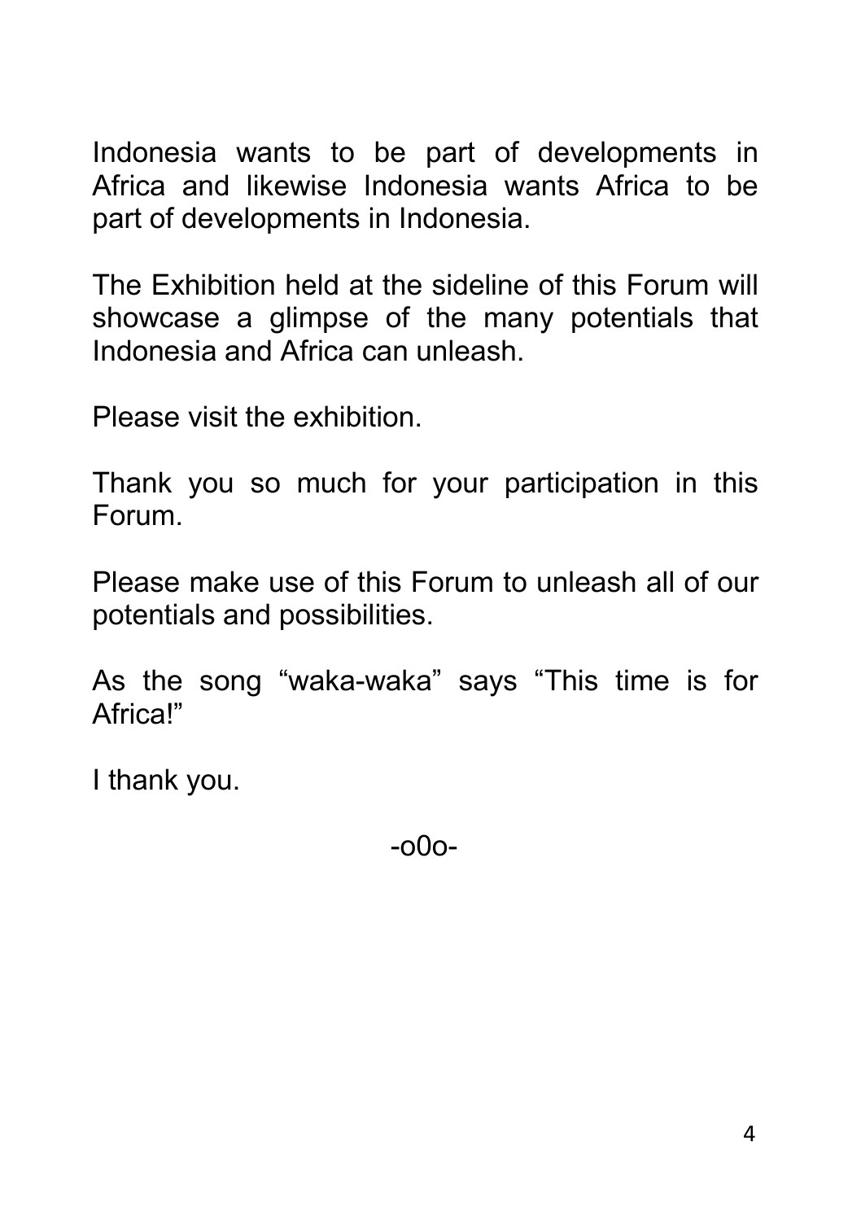Indonesia wants to be part of developments in Africa and likewise Indonesia wants Africa to be part of developments in Indonesia.

The Exhibition held at the sideline of this Forum will showcase a glimpse of the many potentials that Indonesia and Africa can unleash.

Please visit the exhibition.

Thank you so much for your participation in this Forum.

Please make use of this Forum to unleash all of our potentials and possibilities.

As the song “waka-waka” says “This time is for Africa!”

I thank you.

-o0o-